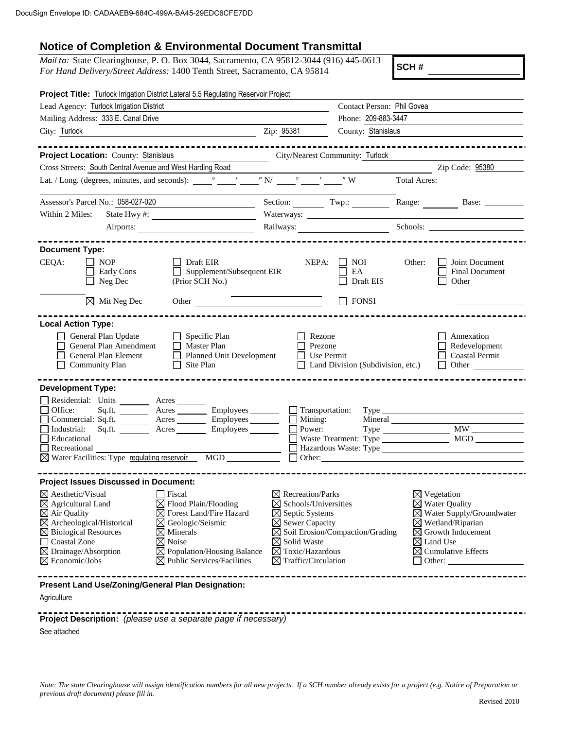DocuSign Envelope ID: CADAAEB9-684C-499A-BA45-29EDC6CFE7DD

# Notice of Completion & Environmental Document Transmittal

*Mail to:* State Clearinghouse, P. O. Box 3044, Sacramento, CA 95812-3044 (916) 445-0613
*For Hand Delivery/Street Address:* 1400 Tenth Street, Sacramento, CA 95814

**SCH #** ______________

**Project Title:** Turlock Irrigation District Lateral 5.5 Regulating Reservoir Project

Lead Agency: Turlock Irrigation District
Contact Person: Phil Govea
Mailing Address: 333 E. Canal Drive
Phone: 209-883-3447
City: Turlock
Zip: 95381
County: Stanislaus

---

**Project Location:** County: Stanislaus
City/Nearest Community: Turlock
Cross Streets: South Central Avenue and West Harding Road
Zip Code: 95380
Lat. / Long. (degrees, minutes, and seconds): ____° ____′ ____″ N/ ____° ____′ ____″ W
Total Acres:

Assessor's Parcel No.: 058-027-020
Section: ______ Twp.: ______ Range: ______ Base: ______
Within 2 Miles: State Hwy #: ______
Waterways: ______
Airports: ______
Railways: ______
Schools: ______

---

**Document Type:**

CEQA:
- ☐ NOP
- ☐ Early Cons
- ☐ Neg Dec
- ☒ Mit Neg Dec
- ☐ Draft EIR
- ☐ Supplement/Subsequent EIR (Prior SCH No.) ______
- Other ______

NEPA:
- ☐ NOI
- ☐ EA
- ☐ Draft EIS
- ☐ FONSI

Other:
- ☐ Joint Document
- ☐ Final Document
- ☐ Other

---

**Local Action Type:**

- ☐ General Plan Update
- ☐ General Plan Amendment
- ☐ General Plan Element
- ☐ Community Plan
- ☐ Specific Plan
- ☐ Master Plan
- ☐ Planned Unit Development
- ☐ Site Plan
- ☐ Rezone
- ☐ Prezone
- ☐ Use Permit
- ☐ Land Division (Subdivision, etc.)
- ☐ Annexation
- ☐ Redevelopment
- ☐ Coastal Permit
- ☐ Other ______

---

**Development Type:**

- ☐ Residential: Units ______ Acres ______
- ☐ Office: Sq.ft. ______ Acres ______ Employees ______
- ☐ Commercial: Sq.ft. ______ Acres ______ Employees ______
- ☐ Industrial: Sq.ft. ______ Acres ______ Employees ______
- ☐ Educational ______
- ☐ Recreational ______
- ☒ Water Facilities: Type regulating reservoir MGD ______
- ☐ Transportation: Type ______
- ☐ Mining: Mineral ______
- ☐ Power: Type ______ MW ______
- ☐ Waste Treatment: Type ______ MGD ______
- ☐ Hazardous Waste: Type ______
- ☐ Other: ______

---

**Project Issues Discussed in Document:**

- ☒ Aesthetic/Visual
- ☒ Agricultural Land
- ☒ Air Quality
- ☒ Archeological/Historical
- ☒ Biological Resources
- ☐ Coastal Zone
- ☒ Drainage/Absorption
- ☒ Economic/Jobs
- ☐ Fiscal
- ☒ Flood Plain/Flooding
- ☒ Forest Land/Fire Hazard
- ☒ Geologic/Seismic
- ☒ Minerals
- ☒ Noise
- ☒ Population/Housing Balance
- ☒ Public Services/Facilities
- ☒ Recreation/Parks
- ☒ Schools/Universities
- ☒ Septic Systems
- ☒ Sewer Capacity
- ☒ Soil Erosion/Compaction/Grading
- ☒ Solid Waste
- ☒ Toxic/Hazardous
- ☒ Traffic/Circulation
- ☒ Vegetation
- ☒ Water Quality
- ☒ Water Supply/Groundwater
- ☒ Wetland/Riparian
- ☒ Growth Inducement
- ☒ Land Use
- ☒ Cumulative Effects
- ☐ Other: ______

---

**Present Land Use/Zoning/General Plan Designation:**

Agriculture

---

**Project Description:** *(please use a separate page if necessary)*

See attached

*Note: The state Clearinghouse will assign identification numbers for all new projects. If a SCH number already exists for a project (e.g. Notice of Preparation or previous draft document) please fill in.*

Revised 2010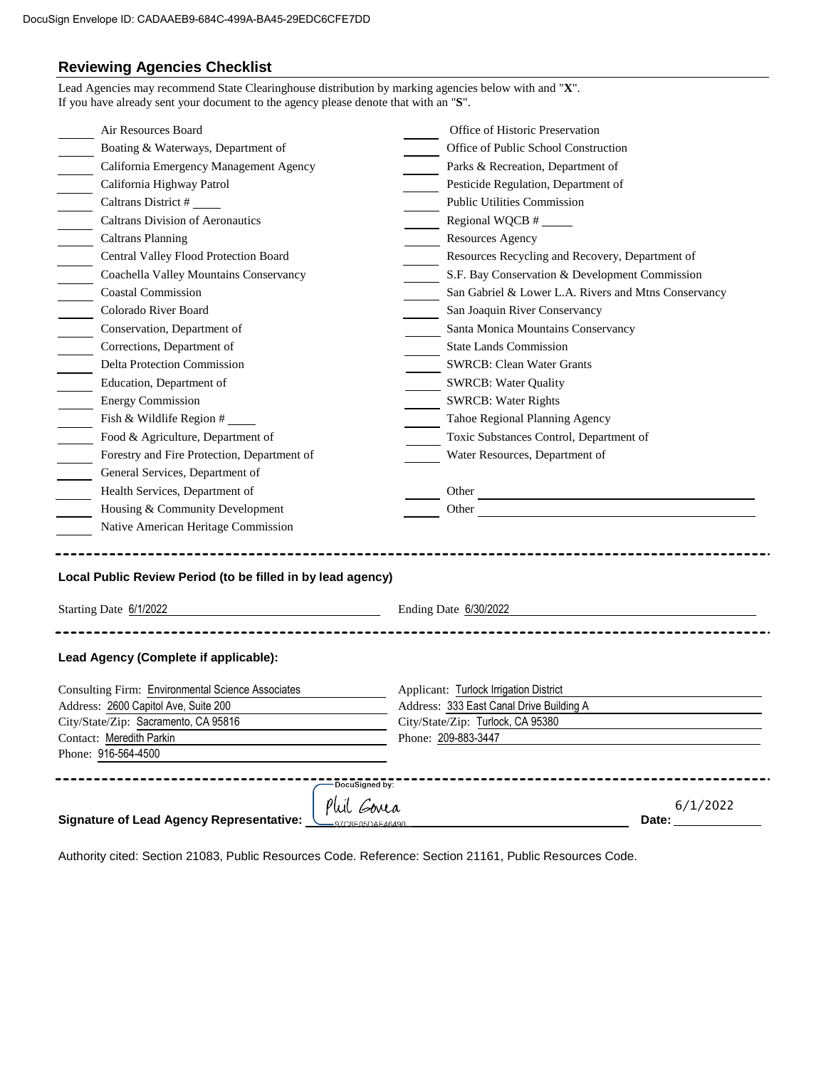## Reviewing Agencies Checklist

Lead Agencies may recommend State Clearinghouse distribution by marking agencies below with and "**X**".
If you have already sent your document to the agency please denote that with an "**S**".

- ____ Air Resources Board
- ____ Boating & Waterways, Department of
- ____ California Emergency Management Agency
- ____ California Highway Patrol
- ____ Caltrans District # ____
- ____ Caltrans Division of Aeronautics
- ____ Caltrans Planning
- ____ Central Valley Flood Protection Board
- ____ Coachella Valley Mountains Conservancy
- ____ Coastal Commission
- ____ Colorado River Board
- ____ Conservation, Department of
- ____ Corrections, Department of
- ____ Delta Protection Commission
- ____ Education, Department of
- ____ Energy Commission
- ____ Fish & Wildlife Region # ____
- ____ Food & Agriculture, Department of
- ____ Forestry and Fire Protection, Department of
- ____ General Services, Department of
- ____ Health Services, Department of
- ____ Housing & Community Development
- ____ Native American Heritage Commission
- ____ Office of Historic Preservation
- ____ Office of Public School Construction
- ____ Parks & Recreation, Department of
- ____ Pesticide Regulation, Department of
- ____ Public Utilities Commission
- ____ Regional WQCB # ____
- ____ Resources Agency
- ____ Resources Recycling and Recovery, Department of
- ____ S.F. Bay Conservation & Development Commission
- ____ San Gabriel & Lower L.A. Rivers and Mtns Conservancy
- ____ San Joaquin River Conservancy
- ____ Santa Monica Mountains Conservancy
- ____ State Lands Commission
- ____ SWRCB: Clean Water Grants
- ____ SWRCB: Water Quality
- ____ SWRCB: Water Rights
- ____ Tahoe Regional Planning Agency
- ____ Toxic Substances Control, Department of
- ____ Water Resources, Department of
- ____ Other ____
- ____ Other ____

---

### Local Public Review Period (to be filled in by lead agency)

Starting Date 6/1/2022

Ending Date 6/30/2022

---

### Lead Agency (Complete if applicable):

Consulting Firm: Environmental Science Associates
Address: 2600 Capitol Ave, Suite 200
City/State/Zip: Sacramento, CA 95816
Contact: Meredith Parkin
Phone: 916-564-4500

Applicant: Turlock Irrigation District
Address: 333 East Canal Drive Building A
City/State/Zip: Turlock, CA 95380
Phone: 209-883-3447

---

**Signature of Lead Agency Representative:** DocuSigned by: Phil Govea 97C8E05DAE46490...

**Date:** 6/1/2022

Authority cited: Section 21083, Public Resources Code. Reference: Section 21161, Public Resources Code.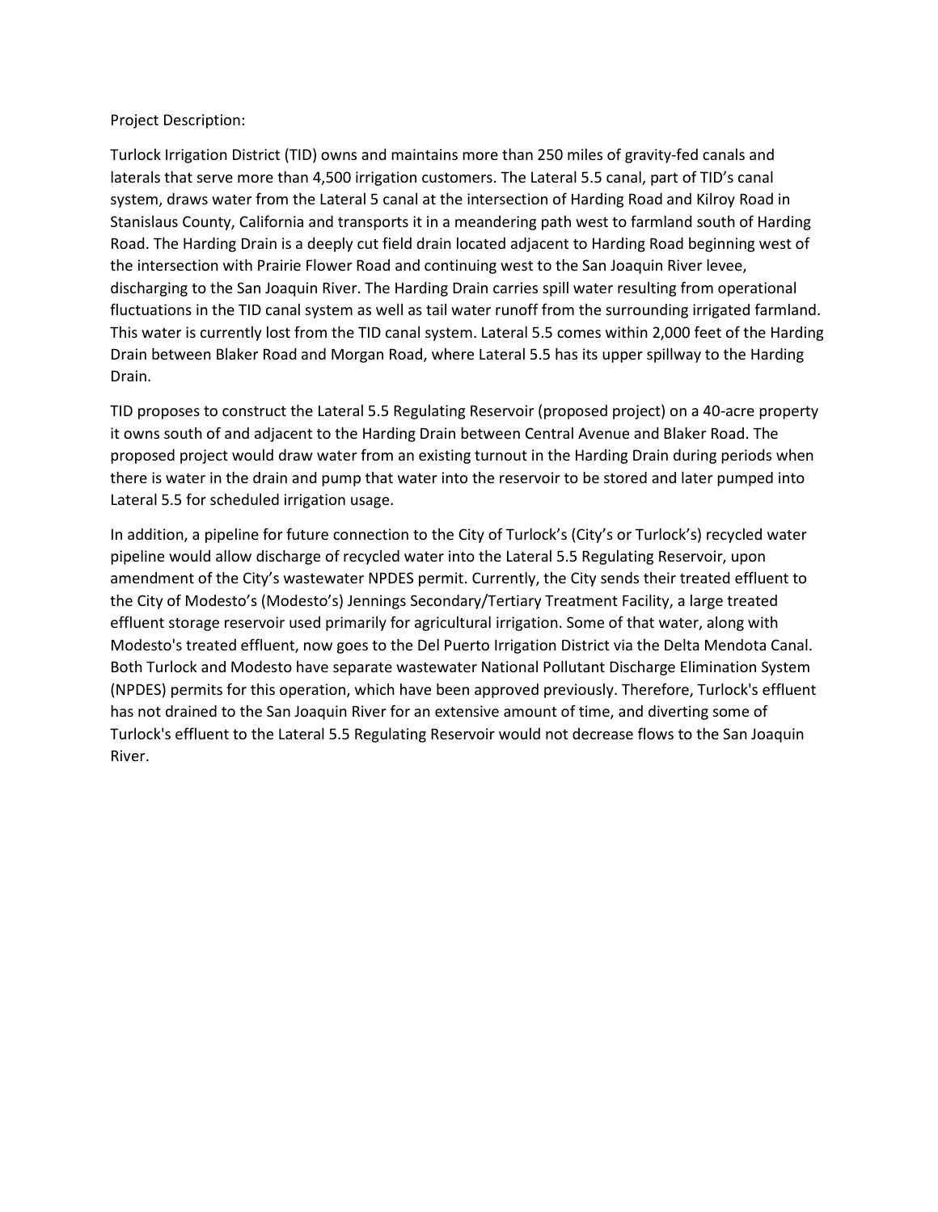Project Description:

Turlock Irrigation District (TID) owns and maintains more than 250 miles of gravity-fed canals and laterals that serve more than 4,500 irrigation customers. The Lateral 5.5 canal, part of TID's canal system, draws water from the Lateral 5 canal at the intersection of Harding Road and Kilroy Road in Stanislaus County, California and transports it in a meandering path west to farmland south of Harding Road. The Harding Drain is a deeply cut field drain located adjacent to Harding Road beginning west of the intersection with Prairie Flower Road and continuing west to the San Joaquin River levee, discharging to the San Joaquin River. The Harding Drain carries spill water resulting from operational fluctuations in the TID canal system as well as tail water runoff from the surrounding irrigated farmland. This water is currently lost from the TID canal system. Lateral 5.5 comes within 2,000 feet of the Harding Drain between Blaker Road and Morgan Road, where Lateral 5.5 has its upper spillway to the Harding Drain.

TID proposes to construct the Lateral 5.5 Regulating Reservoir (proposed project) on a 40-acre property it owns south of and adjacent to the Harding Drain between Central Avenue and Blaker Road. The proposed project would draw water from an existing turnout in the Harding Drain during periods when there is water in the drain and pump that water into the reservoir to be stored and later pumped into Lateral 5.5 for scheduled irrigation usage.

In addition, a pipeline for future connection to the City of Turlock's (City's or Turlock's) recycled water pipeline would allow discharge of recycled water into the Lateral 5.5 Regulating Reservoir, upon amendment of the City's wastewater NPDES permit. Currently, the City sends their treated effluent to the City of Modesto's (Modesto's) Jennings Secondary/Tertiary Treatment Facility, a large treated effluent storage reservoir used primarily for agricultural irrigation. Some of that water, along with Modesto's treated effluent, now goes to the Del Puerto Irrigation District via the Delta Mendota Canal. Both Turlock and Modesto have separate wastewater National Pollutant Discharge Elimination System (NPDES) permits for this operation, which have been approved previously. Therefore, Turlock's effluent has not drained to the San Joaquin River for an extensive amount of time, and diverting some of Turlock's effluent to the Lateral 5.5 Regulating Reservoir would not decrease flows to the San Joaquin River.